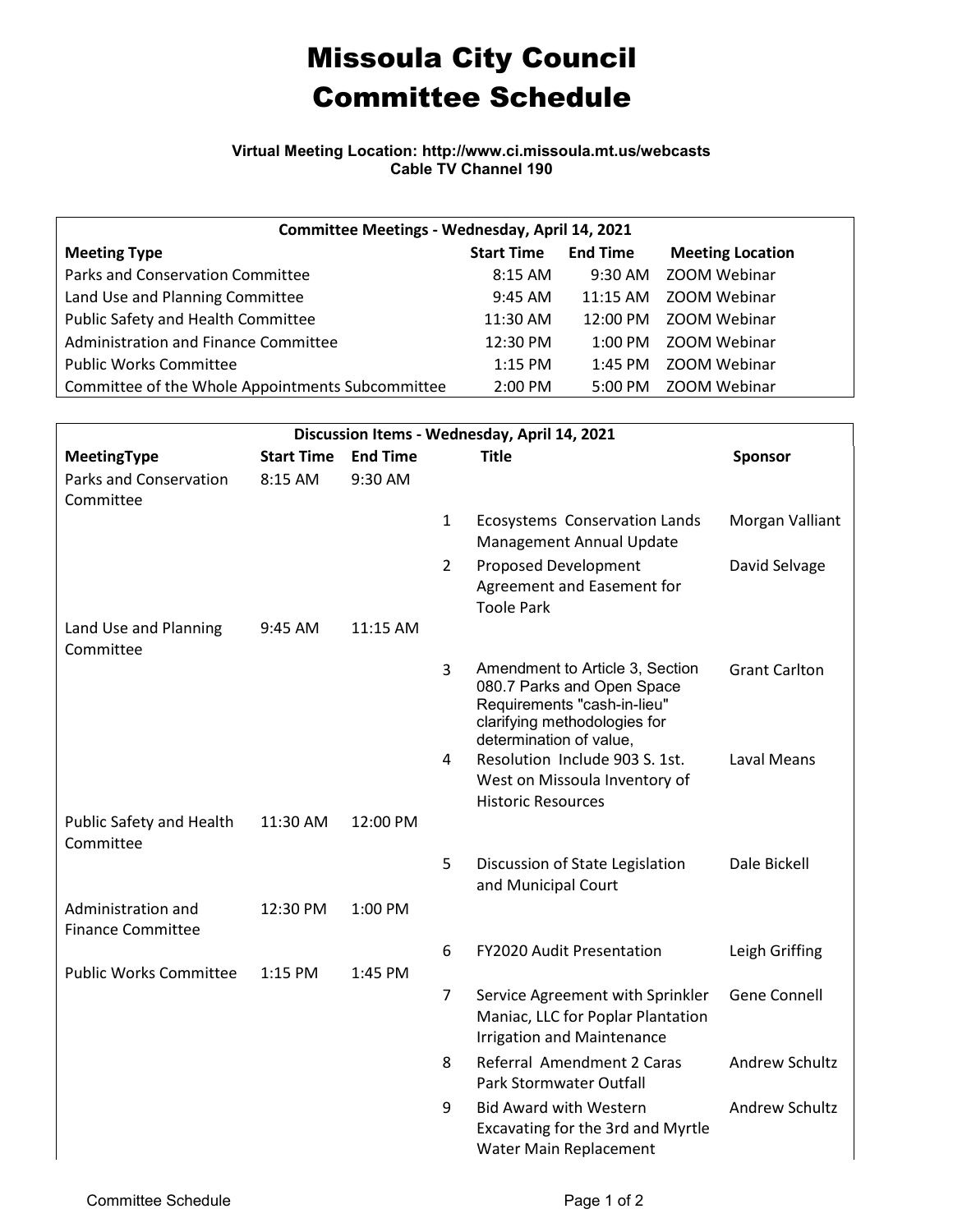# Missoula City Council Committee Schedule

**Virtual Meeting Location: http://www.ci.missoula.mt.us/webcasts**
**Cable TV Channel 190**

| Committee Meetings - Wednesday, April 14, 2021 | | | |
|---|---|---|---|
| **Meeting Type** | **Start Time** | **End Time** | **Meeting Location** |
| Parks and Conservation Committee | 8:15 AM | 9:30 AM | ZOOM Webinar |
| Land Use and Planning Committee | 9:45 AM | 11:15 AM | ZOOM Webinar |
| Public Safety and Health Committee | 11:30 AM | 12:00 PM | ZOOM Webinar |
| Administration and Finance Committee | 12:30 PM | 1:00 PM | ZOOM Webinar |
| Public Works Committee | 1:15 PM | 1:45 PM | ZOOM Webinar |
| Committee of the Whole Appointments Subcommittee | 2:00 PM | 5:00 PM | ZOOM Webinar |

| Discussion Items - Wednesday, April 14, 2021 | | | | | |
|---|---|---|---|---|---|
| **MeetingType** | **Start Time** | **End Time** | | **Title** | **Sponsor** |
| Parks and Conservation Committee | 8:15 AM | 9:30 AM | | | |
| | | | 1 | Ecosystems Conservation Lands Management Annual Update | Morgan Valliant |
| | | | 2 | Proposed Development Agreement and Easement for Toole Park | David Selvage |
| Land Use and Planning Committee | 9:45 AM | 11:15 AM | | | |
| | | | 3 | Amendment to Article 3, Section 080.7 Parks and Open Space Requirements "cash-in-lieu" clarifying methodologies for determination of value, | Grant Carlton |
| | | | 4 | Resolution Include 903 S. 1st. West on Missoula Inventory of Historic Resources | Laval Means |
| Public Safety and Health Committee | 11:30 AM | 12:00 PM | | | |
| | | | 5 | Discussion of State Legislation and Municipal Court | Dale Bickell |
| Administration and Finance Committee | 12:30 PM | 1:00 PM | | | |
| | | | 6 | FY2020 Audit Presentation | Leigh Griffing |
| Public Works Committee | 1:15 PM | 1:45 PM | | | |
| | | | 7 | Service Agreement with Sprinkler Maniac, LLC for Poplar Plantation Irrigation and Maintenance | Gene Connell |
| | | | 8 | Referral Amendment 2 Caras Park Stormwater Outfall | Andrew Schultz |
| | | | 9 | Bid Award with Western Excavating for the 3rd and Myrtle Water Main Replacement | Andrew Schultz |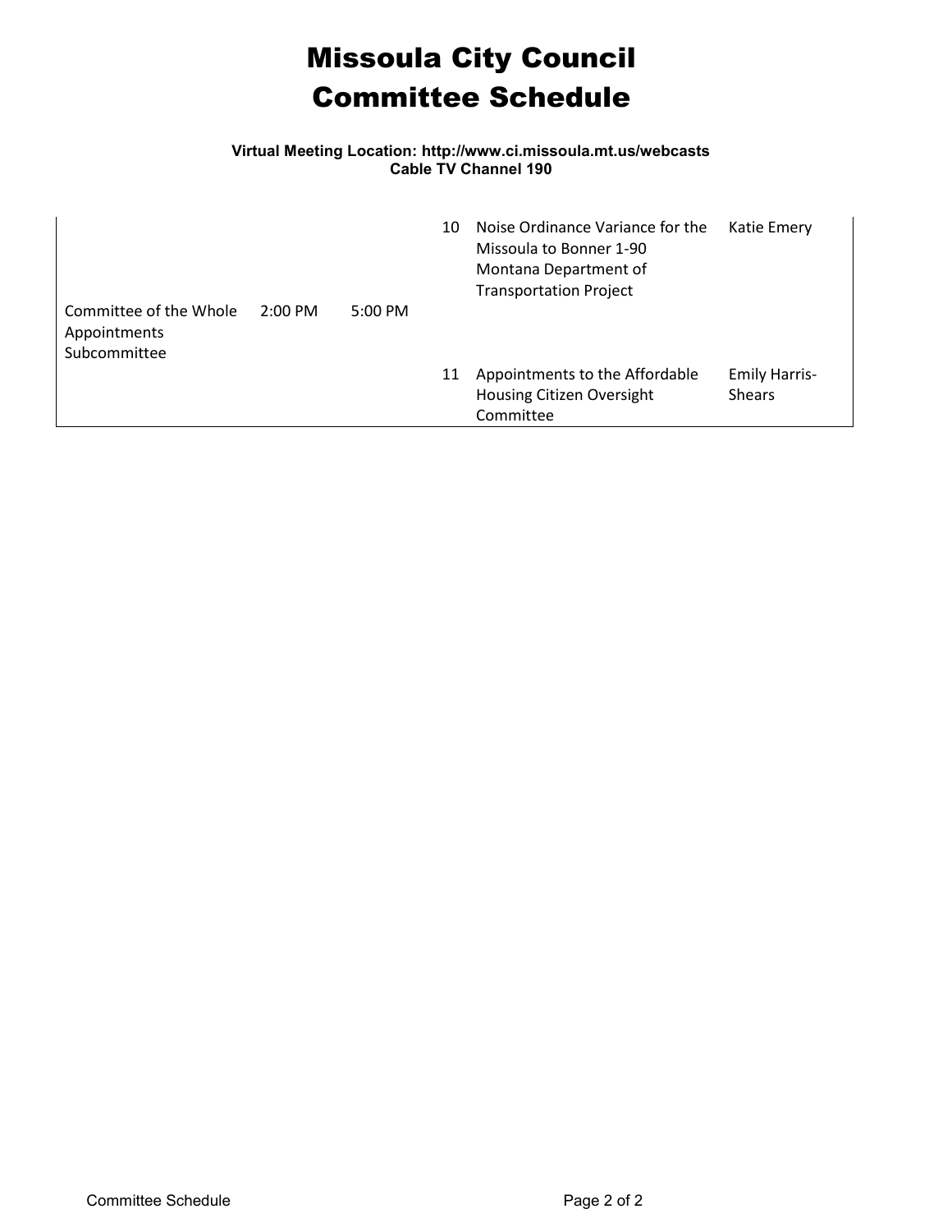# Missoula City Council
# Committee Schedule

**Virtual Meeting Location: http://www.ci.missoula.mt.us/webcasts**
**Cable TV Channel 190**

| | | | | | |
|---|---|---|---|---|---|
| | | | 10 | Noise Ordinance Variance for the Missoula to Bonner 1-90 Montana Department of Transportation Project | Katie Emery |
| Committee of the Whole Appointments Subcommittee | 2:00 PM | 5:00 PM | | | |
| | | | 11 | Appointments to the Affordable Housing Citizen Oversight Committee | Emily Harris-Shears |